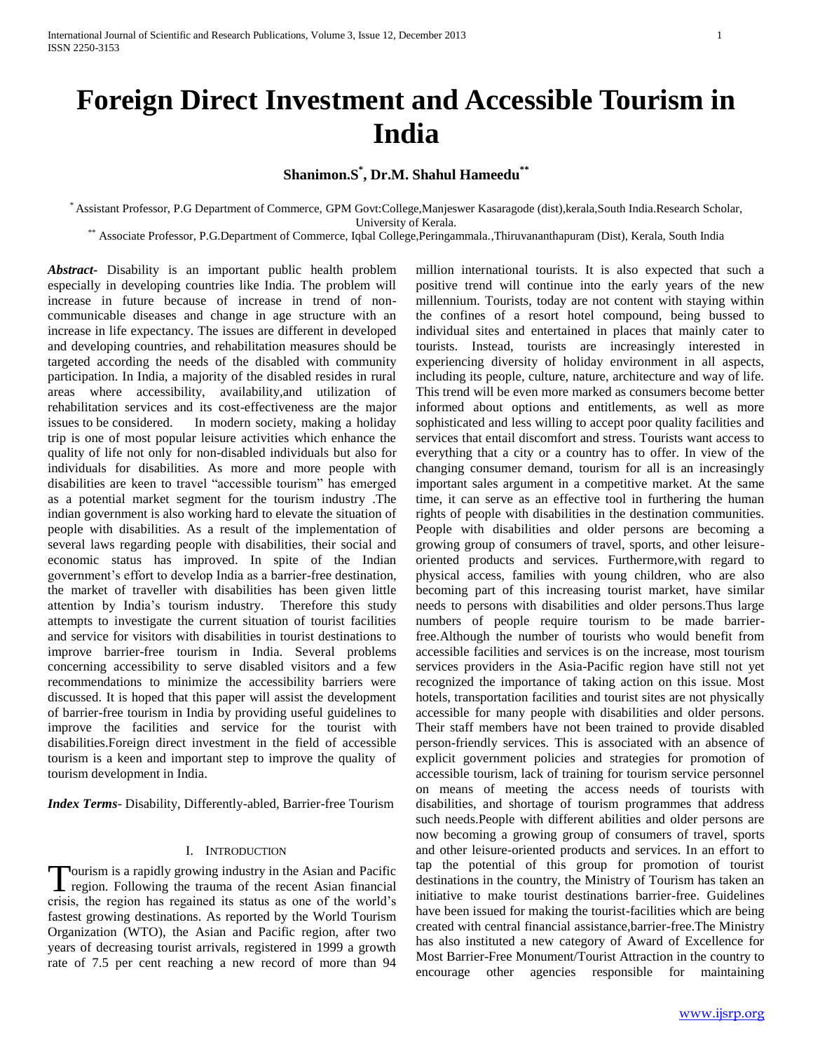# Foreign Direct Investment and Accessible Tourism in India

**Shanimon.S[*], Dr.M. Shahul Hameedu[**]**

[*] Assistant Professor, P.G Department of Commerce, GPM Govt:College,Manjeswer Kasaragode (dist),kerala,South India.Research Scholar, University of Kerala.

[**] Associate Professor, P.G.Department of Commerce, Iqbal College,Peringammala.,Thiruvananthapuram (Dist), Kerala, South India

***Abstract***- Disability is an important public health problem especially in developing countries like India. The problem will increase in future because of increase in trend of non-communicable diseases and change in age structure with an increase in life expectancy. The issues are different in developed and developing countries, and rehabilitation measures should be targeted according the needs of the disabled with community participation. In India, a majority of the disabled resides in rural areas where accessibility, availability,and utilization of rehabilitation services and its cost-effectiveness are the major issues to be considered. In modern society, making a holiday trip is one of most popular leisure activities which enhance the quality of life not only for non-disabled individuals but also for individuals for disabilities. As more and more people with disabilities are keen to travel "accessible tourism" has emerged as a potential market segment for the tourism industry .The indian government is also working hard to elevate the situation of people with disabilities. As a result of the implementation of several laws regarding people with disabilities, their social and economic status has improved. In spite of the Indian government's effort to develop India as a barrier-free destination, the market of traveller with disabilities has been given little attention by India's tourism industry. Therefore this study attempts to investigate the current situation of tourist facilities and service for visitors with disabilities in tourist destinations to improve barrier-free tourism in India. Several problems concerning accessibility to serve disabled visitors and a few recommendations to minimize the accessibility barriers were discussed. It is hoped that this paper will assist the development of barrier-free tourism in India by providing useful guidelines to improve the facilities and service for the tourist with disabilities.Foreign direct investment in the field of accessible tourism is a keen and important step to improve the quality of tourism development in India.

***Index Terms***- Disability, Differently-abled, Barrier-free Tourism

## I. Introduction

Tourism is a rapidly growing industry in the Asian and Pacific region. Following the trauma of the recent Asian financial crisis, the region has regained its status as one of the world's fastest growing destinations. As reported by the World Tourism Organization (WTO), the Asian and Pacific region, after two years of decreasing tourist arrivals, registered in 1999 a growth rate of 7.5 per cent reaching a new record of more than 94 million international tourists. It is also expected that such a positive trend will continue into the early years of the new millennium. Tourists, today are not content with staying within the confines of a resort hotel compound, being bussed to individual sites and entertained in places that mainly cater to tourists. Instead, tourists are increasingly interested in experiencing diversity of holiday environment in all aspects, including its people, culture, nature, architecture and way of life. This trend will be even more marked as consumers become better informed about options and entitlements, as well as more sophisticated and less willing to accept poor quality facilities and services that entail discomfort and stress. Tourists want access to everything that a city or a country has to offer. In view of the changing consumer demand, tourism for all is an increasingly important sales argument in a competitive market. At the same time, it can serve as an effective tool in furthering the human rights of people with disabilities in the destination communities. People with disabilities and older persons are becoming a growing group of consumers of travel, sports, and other leisure-oriented products and services. Furthermore,with regard to physical access, families with young children, who are also becoming part of this increasing tourist market, have similar needs to persons with disabilities and older persons.Thus large numbers of people require tourism to be made barrier-free.Although the number of tourists who would benefit from accessible facilities and services is on the increase, most tourism services providers in the Asia-Pacific region have still not yet recognized the importance of taking action on this issue. Most hotels, transportation facilities and tourist sites are not physically accessible for many people with disabilities and older persons. Their staff members have not been trained to provide disabled person-friendly services. This is associated with an absence of explicit government policies and strategies for promotion of accessible tourism, lack of training for tourism service personnel on means of meeting the access needs of tourists with disabilities, and shortage of tourism programmes that address such needs.People with different abilities and older persons are now becoming a growing group of consumers of travel, sports and other leisure-oriented products and services. In an effort to tap the potential of this group for promotion of tourist destinations in the country, the Ministry of Tourism has taken an initiative to make tourist destinations barrier-free. Guidelines have been issued for making the tourist-facilities which are being created with central financial assistance,barrier-free.The Ministry has also instituted a new category of Award of Excellence for Most Barrier-Free Monument/Tourist Attraction in the country to encourage other agencies responsible for maintaining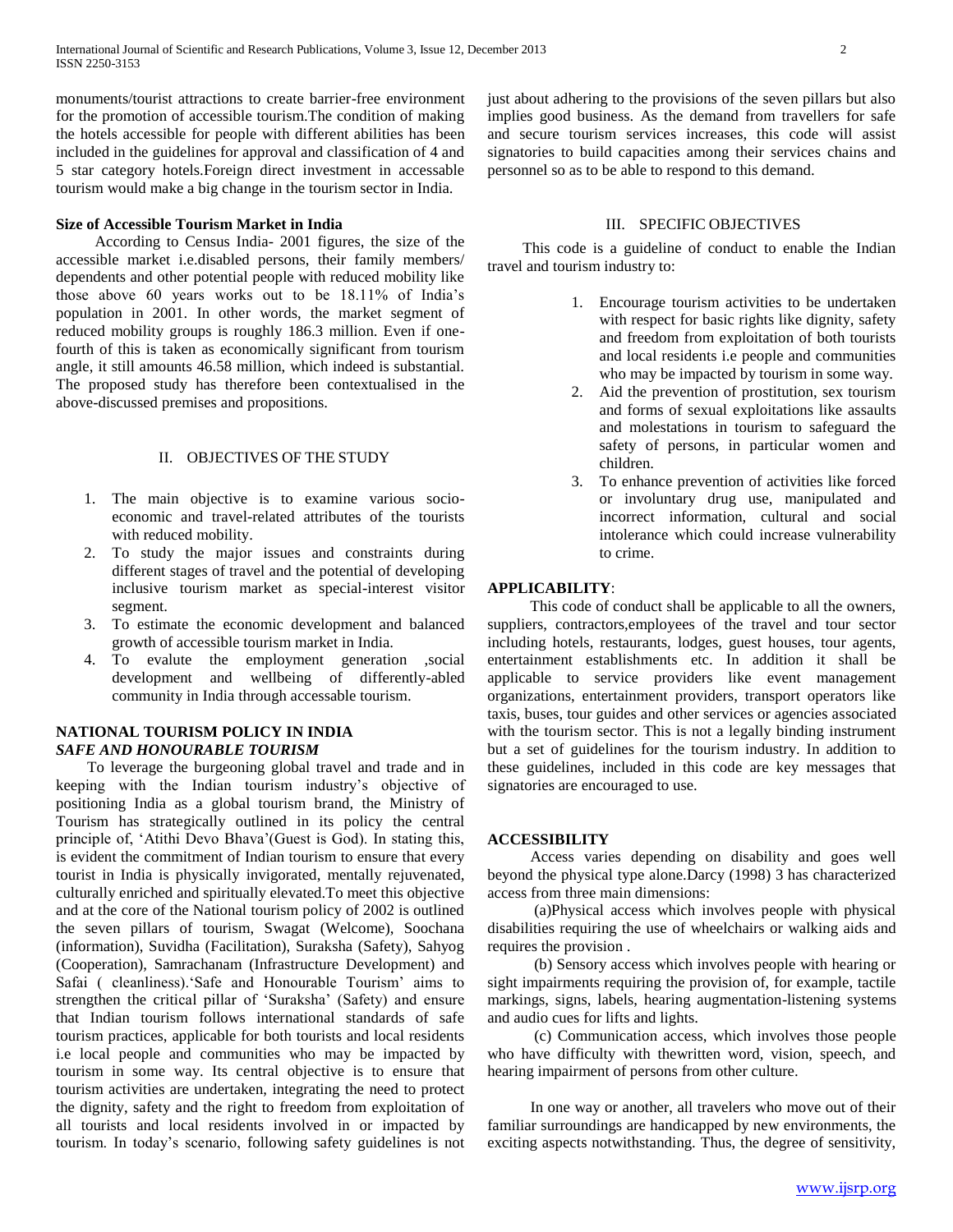monuments/tourist attractions to create barrier-free environment for the promotion of accessible tourism.The condition of making the hotels accessible for people with different abilities has been included in the guidelines for approval and classification of 4 and 5 star category hotels.Foreign direct investment in accessable tourism would make a big change in the tourism sector in India.

**Size of Accessible Tourism Market in India**

According to Census India- 2001 figures, the size of the accessible market i.e.disabled persons, their family members/ dependents and other potential people with reduced mobility like those above 60 years works out to be 18.11% of India's population in 2001. In other words, the market segment of reduced mobility groups is roughly 186.3 million. Even if one-fourth of this is taken as economically significant from tourism angle, it still amounts 46.58 million, which indeed is substantial. The proposed study has therefore been contextualised in the above-discussed premises and propositions.

## II. OBJECTIVES OF THE STUDY

1. The main objective is to examine various socio-economic and travel-related attributes of the tourists with reduced mobility.
2. To study the major issues and constraints during different stages of travel and the potential of developing inclusive tourism market as special-interest visitor segment.
3. To estimate the economic development and balanced growth of accessible tourism market in India.
4. To evalute the employment generation ,social development and wellbeing of differently-abled community in India through accessable tourism.

**NATIONAL TOURISM POLICY IN INDIA**
***SAFE AND HONOURABLE TOURISM***

To leverage the burgeoning global travel and trade and in keeping with the Indian tourism industry's objective of positioning India as a global tourism brand, the Ministry of Tourism has strategically outlined in its policy the central principle of, 'Atithi Devo Bhava'(Guest is God). In stating this, is evident the commitment of Indian tourism to ensure that every tourist in India is physically invigorated, mentally rejuvenated, culturally enriched and spiritually elevated.To meet this objective and at the core of the National tourism policy of 2002 is outlined the seven pillars of tourism, Swagat (Welcome), Soochana (information), Suvidha (Facilitation), Suraksha (Safety), Sahyog (Cooperation), Samrachanam (Infrastructure Development) and Safai ( cleanliness).'Safe and Honourable Tourism' aims to strengthen the critical pillar of 'Suraksha' (Safety) and ensure that Indian tourism follows international standards of safe tourism practices, applicable for both tourists and local residents i.e local people and communities who may be impacted by tourism in some way. Its central objective is to ensure that tourism activities are undertaken, integrating the need to protect the dignity, safety and the right to freedom from exploitation of all tourists and local residents involved in or impacted by tourism. In today's scenario, following safety guidelines is not just about adhering to the provisions of the seven pillars but also implies good business. As the demand from travellers for safe and secure tourism services increases, this code will assist signatories to build capacities among their services chains and personnel so as to be able to respond to this demand.

## III. SPECIFIC OBJECTIVES

This code is a guideline of conduct to enable the Indian travel and tourism industry to:

1. Encourage tourism activities to be undertaken with respect for basic rights like dignity, safety and freedom from exploitation of both tourists and local residents i.e people and communities who may be impacted by tourism in some way.
2. Aid the prevention of prostitution, sex tourism and forms of sexual exploitations like assaults and molestations in tourism to safeguard the safety of persons, in particular women and children.
3. To enhance prevention of activities like forced or involuntary drug use, manipulated and incorrect information, cultural and social intolerance which could increase vulnerability to crime.

**APPLICABILITY**:

This code of conduct shall be applicable to all the owners, suppliers, contractors,employees of the travel and tour sector including hotels, restaurants, lodges, guest houses, tour agents, entertainment establishments etc. In addition it shall be applicable to service providers like event management organizations, entertainment providers, transport operators like taxis, buses, tour guides and other services or agencies associated with the tourism sector. This is not a legally binding instrument but a set of guidelines for the tourism industry. In addition to these guidelines, included in this code are key messages that signatories are encouraged to use.

**ACCESSIBILITY**

Access varies depending on disability and goes well beyond the physical type alone.Darcy (1998) 3 has characterized access from three main dimensions:

(a)Physical access which involves people with physical disabilities requiring the use of wheelchairs or walking aids and requires the provision .

(b) Sensory access which involves people with hearing or sight impairments requiring the provision of, for example, tactile markings, signs, labels, hearing augmentation-listening systems and audio cues for lifts and lights.

(c) Communication access, which involves those people who have difficulty with thewritten word, vision, speech, and hearing impairment of persons from other culture.

In one way or another, all travelers who move out of their familiar surroundings are handicapped by new environments, the exciting aspects notwithstanding. Thus, the degree of sensitivity,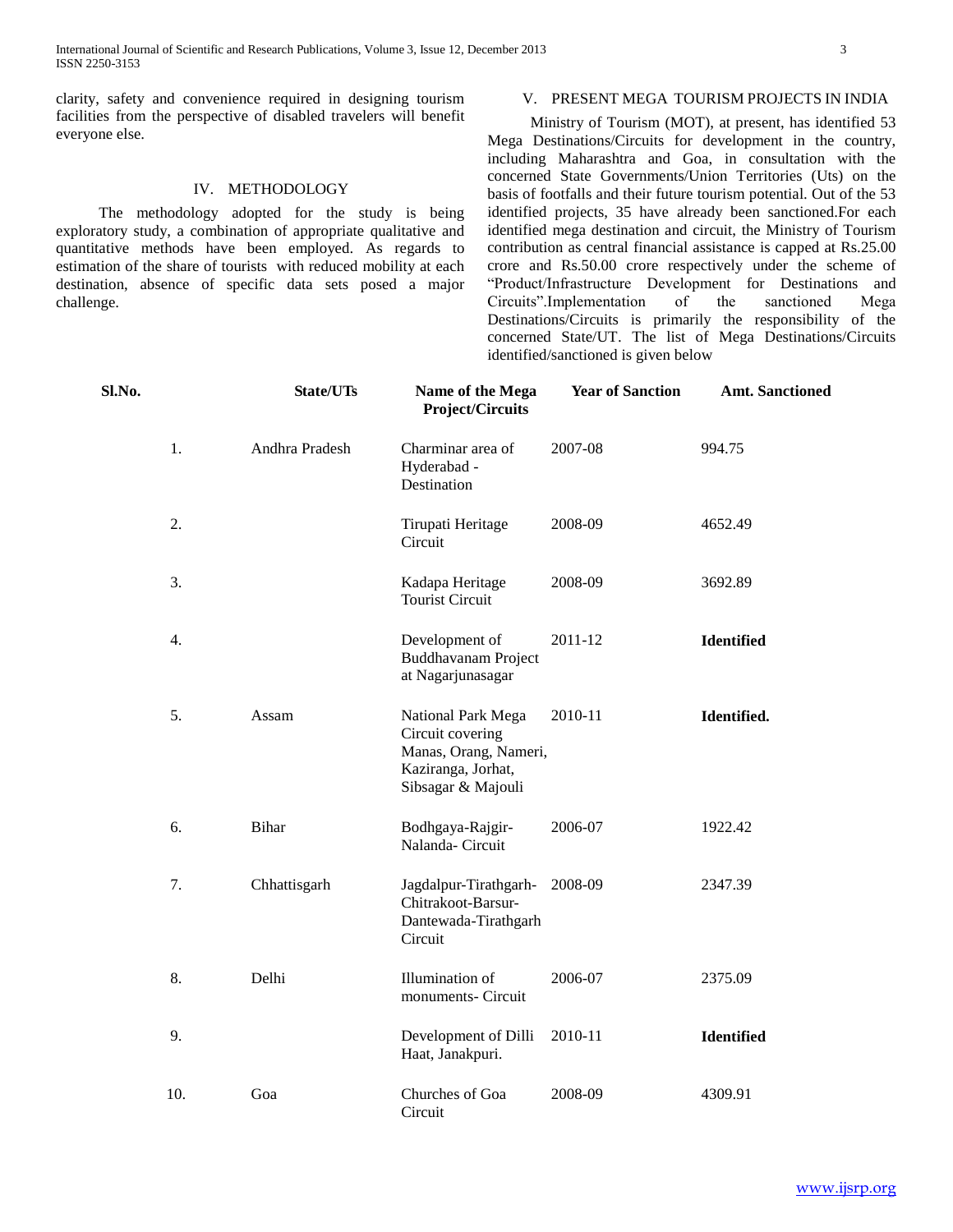clarity, safety and convenience required in designing tourism facilities from the perspective of disabled travelers will benefit everyone else.

## IV. METHODOLOGY

The methodology adopted for the study is being exploratory study, a combination of appropriate qualitative and quantitative methods have been employed. As regards to estimation of the share of tourists with reduced mobility at each destination, absence of specific data sets posed a major challenge.

## V. PRESENT MEGA TOURISM PROJECTS IN INDIA

Ministry of Tourism (MOT), at present, has identified 53 Mega Destinations/Circuits for development in the country, including Maharashtra and Goa, in consultation with the concerned State Governments/Union Territories (Uts) on the basis of footfalls and their future tourism potential. Out of the 53 identified projects, 35 have already been sanctioned.For each identified mega destination and circuit, the Ministry of Tourism contribution as central financial assistance is capped at Rs.25.00 crore and Rs.50.00 crore respectively under the scheme of "Product/Infrastructure Development for Destinations and Circuits".Implementation of the sanctioned Mega Destinations/Circuits is primarily the responsibility of the concerned State/UT. The list of Mega Destinations/Circuits identified/sanctioned is given below

| Sl.No. | State/UTs | Name of the Mega Project/Circuits | Year of Sanction | Amt. Sanctioned |
|---|---|---|---|---|
| 1. | Andhra Pradesh | Charminar area of Hyderabad - Destination | 2007-08 | 994.75 |
| 2. | | Tirupati Heritage Circuit | 2008-09 | 4652.49 |
| 3. | | Kadapa Heritage Tourist Circuit | 2008-09 | 3692.89 |
| 4. | | Development of Buddhavanam Project at Nagarjunasagar | 2011-12 | **Identified** |
| 5. | Assam | National Park Mega Circuit covering Manas, Orang, Nameri, Kaziranga, Jorhat, Sibsagar & Majouli | 2010-11 | **Identified.** |
| 6. | Bihar | Bodhgaya-Rajgir-Nalanda- Circuit | 2006-07 | 1922.42 |
| 7. | Chhattisgarh | Jagdalpur-Tirathgarh-Chitrakoot-Barsur-Dantewada-Tirathgarh Circuit | 2008-09 | 2347.39 |
| 8. | Delhi | Illumination of monuments- Circuit | 2006-07 | 2375.09 |
| 9. | | Development of Dilli Haat, Janakpuri. | 2010-11 | **Identified** |
| 10. | Goa | Churches of Goa Circuit | 2008-09 | 4309.91 |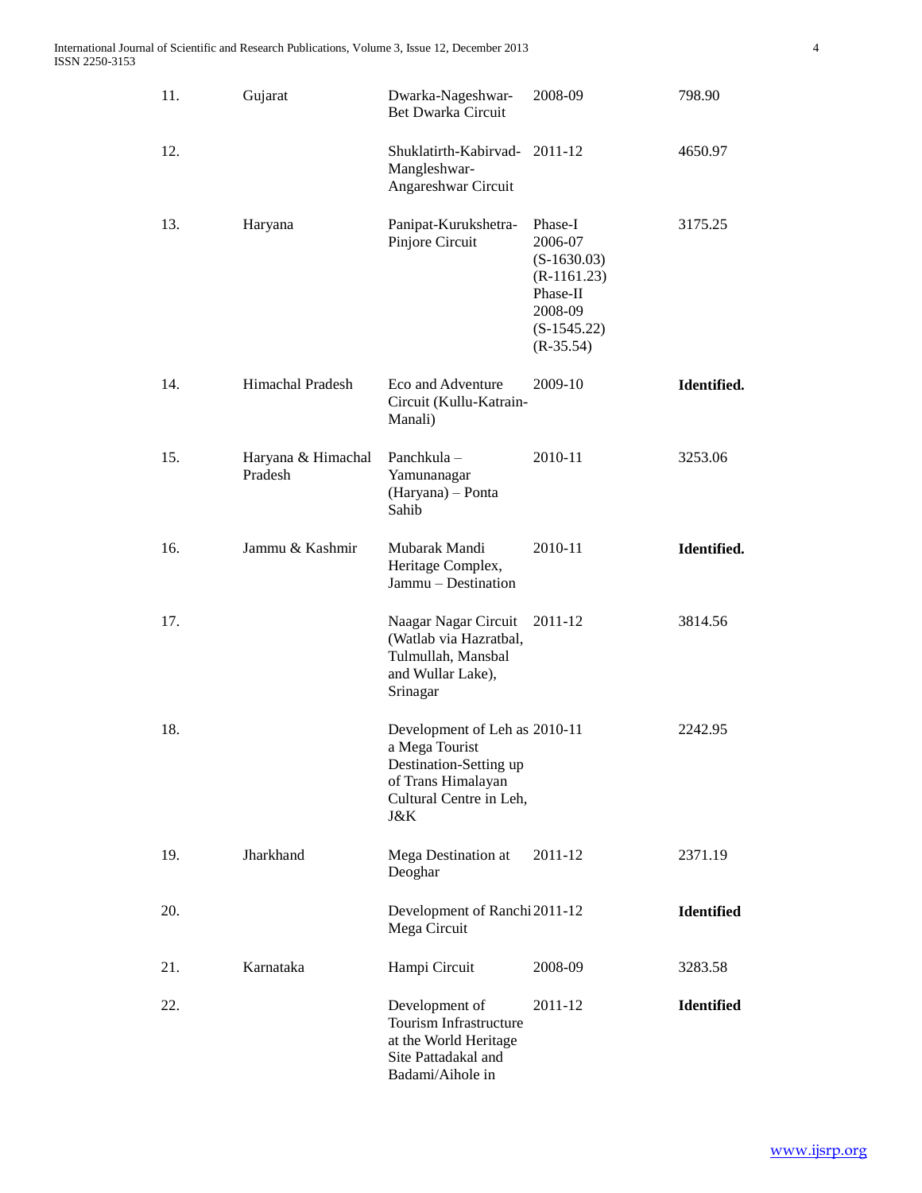| | | | | |
|---|---|---|---|---|
| 11. | Gujarat | Dwarka-Nageshwar-Bet Dwarka Circuit | 2008-09 | 798.90 |
| 12. | | Shuklatirth-Kabirvad-Mangleshwar-Angareshwar Circuit | 2011-12 | 4650.97 |
| 13. | Haryana | Panipat-Kurukshetra-Pinjore Circuit | Phase-I 2006-07 (S-1630.03) (R-1161.23) Phase-II 2008-09 (S-1545.22) (R-35.54) | 3175.25 |
| 14. | Himachal Pradesh | Eco and Adventure Circuit (Kullu-Katrain-Manali) | 2009-10 | **Identified.** |
| 15. | Haryana & Himachal Pradesh | Panchkula – Yamunanagar (Haryana) – Ponta Sahib | 2010-11 | 3253.06 |
| 16. | Jammu & Kashmir | Mubarak Mandi Heritage Complex, Jammu – Destination | 2010-11 | **Identified.** |
| 17. | | Naagar Nagar Circuit (Watlab via Hazratbal, Tulmullah, Mansbal and Wullar Lake), Srinagar | 2011-12 | 3814.56 |
| 18. | | Development of Leh as a Mega Tourist Destination-Setting up of Trans Himalayan Cultural Centre in Leh, J&K | 2010-11 | 2242.95 |
| 19. | Jharkhand | Mega Destination at Deoghar | 2011-12 | 2371.19 |
| 20. | | Development of Ranchi Mega Circuit | 2011-12 | **Identified** |
| 21. | Karnataka | Hampi Circuit | 2008-09 | 3283.58 |
| 22. | | Development of Tourism Infrastructure at the World Heritage Site Pattadakal and Badami/Aihole in | 2011-12 | **Identified** |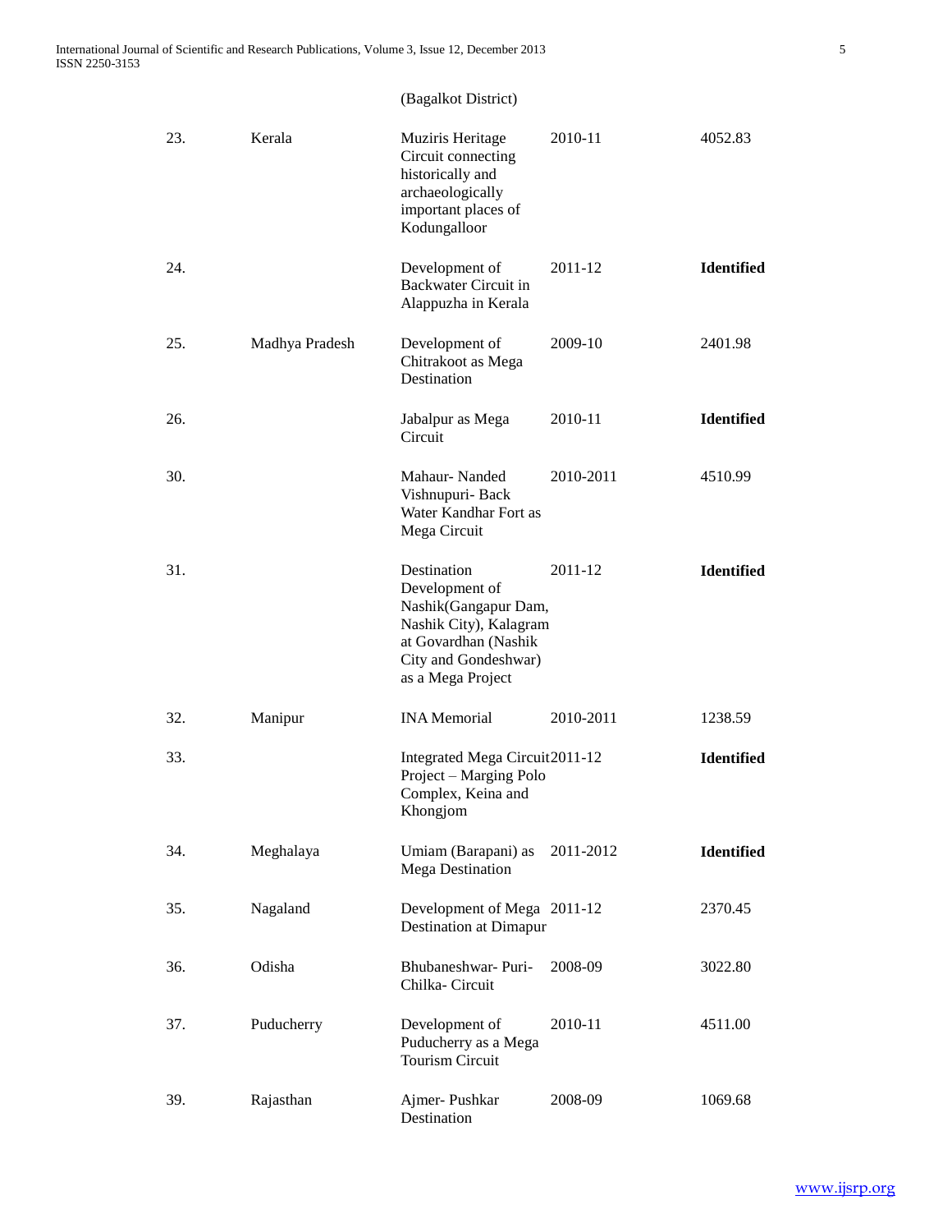| | | | | |
|---|---|---|---|---|
| | | (Bagalkot District) | | |
| 23. | Kerala | Muziris Heritage Circuit connecting historically and archaeologically important places of Kodungalloor | 2010-11 | 4052.83 |
| 24. | | Development of Backwater Circuit in Alappuzha in Kerala | 2011-12 | **Identified** |
| 25. | Madhya Pradesh | Development of Chitrakoot as Mega Destination | 2009-10 | 2401.98 |
| 26. | | Jabalpur as Mega Circuit | 2010-11 | **Identified** |
| 30. | | Mahaur- Nanded Vishnupuri- Back Water Kandhar Fort as Mega Circuit | 2010-2011 | 4510.99 |
| 31. | | Destination Development of Nashik(Gangapur Dam, Nashik City), Kalagram at Govardhan (Nashik City and Gondeshwar) as a Mega Project | 2011-12 | **Identified** |
| 32. | Manipur | INA Memorial | 2010-2011 | 1238.59 |
| 33. | | Integrated Mega Circuit Project – Marging Polo Complex, Keina and Khongjom | 2011-12 | **Identified** |
| 34. | Meghalaya | Umiam (Barapani) as Mega Destination | 2011-2012 | **Identified** |
| 35. | Nagaland | Development of Mega Destination at Dimapur | 2011-12 | 2370.45 |
| 36. | Odisha | Bhubaneshwar- Puri- Chilka- Circuit | 2008-09 | 3022.80 |
| 37. | Puducherry | Development of Puducherry as a Mega Tourism Circuit | 2010-11 | 4511.00 |
| 39. | Rajasthan | Ajmer- Pushkar Destination | 2008-09 | 1069.68 |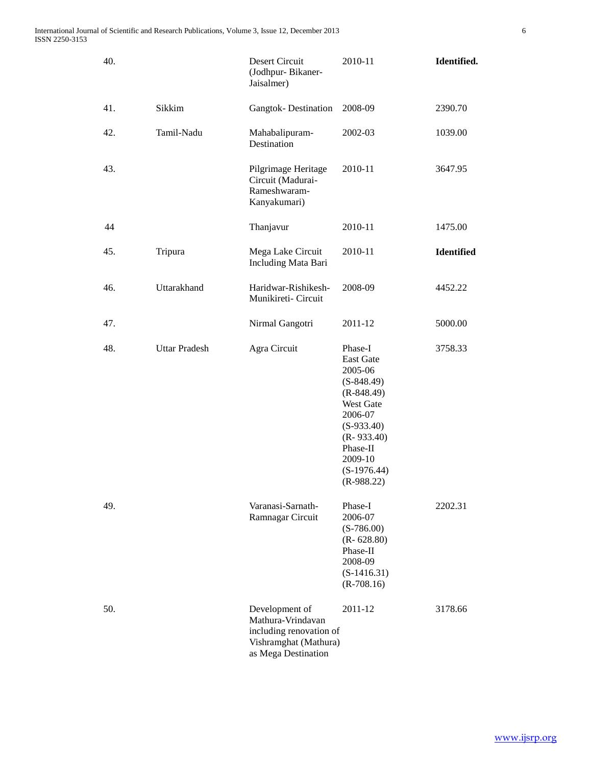| | | | | |
|---|---|---|---|---|
| 40. | | Desert Circuit (Jodhpur- Bikaner-Jaisalmer) | 2010-11 | **Identified.** |
| 41. | Sikkim | Gangtok- Destination | 2008-09 | 2390.70 |
| 42. | Tamil-Nadu | Mahabalipuram-Destination | 2002-03 | 1039.00 |
| 43. | | Pilgrimage Heritage Circuit (Madurai-Rameshwaram-Kanyakumari) | 2010-11 | 3647.95 |
| 44 | | Thanjavur | 2010-11 | 1475.00 |
| 45. | Tripura | Mega Lake Circuit Including Mata Bari | 2010-11 | **Identified** |
| 46. | Uttarakhand | Haridwar-Rishikesh-Munikireti- Circuit | 2008-09 | 4452.22 |
| 47. | | Nirmal Gangotri | 2011-12 | 5000.00 |
| 48. | Uttar Pradesh | Agra Circuit | Phase-I East Gate 2005-06 (S-848.49) (R-848.49) West Gate 2006-07 (S-933.40) (R- 933.40) Phase-II 2009-10 (S-1976.44) (R-988.22) | 3758.33 |
| 49. | | Varanasi-Sarnath-Ramnagar Circuit | Phase-I 2006-07 (S-786.00) (R- 628.80) Phase-II 2008-09 (S-1416.31) (R-708.16) | 2202.31 |
| 50. | | Development of Mathura-Vrindavan including renovation of Vishramghat (Mathura) as Mega Destination | 2011-12 | 3178.66 |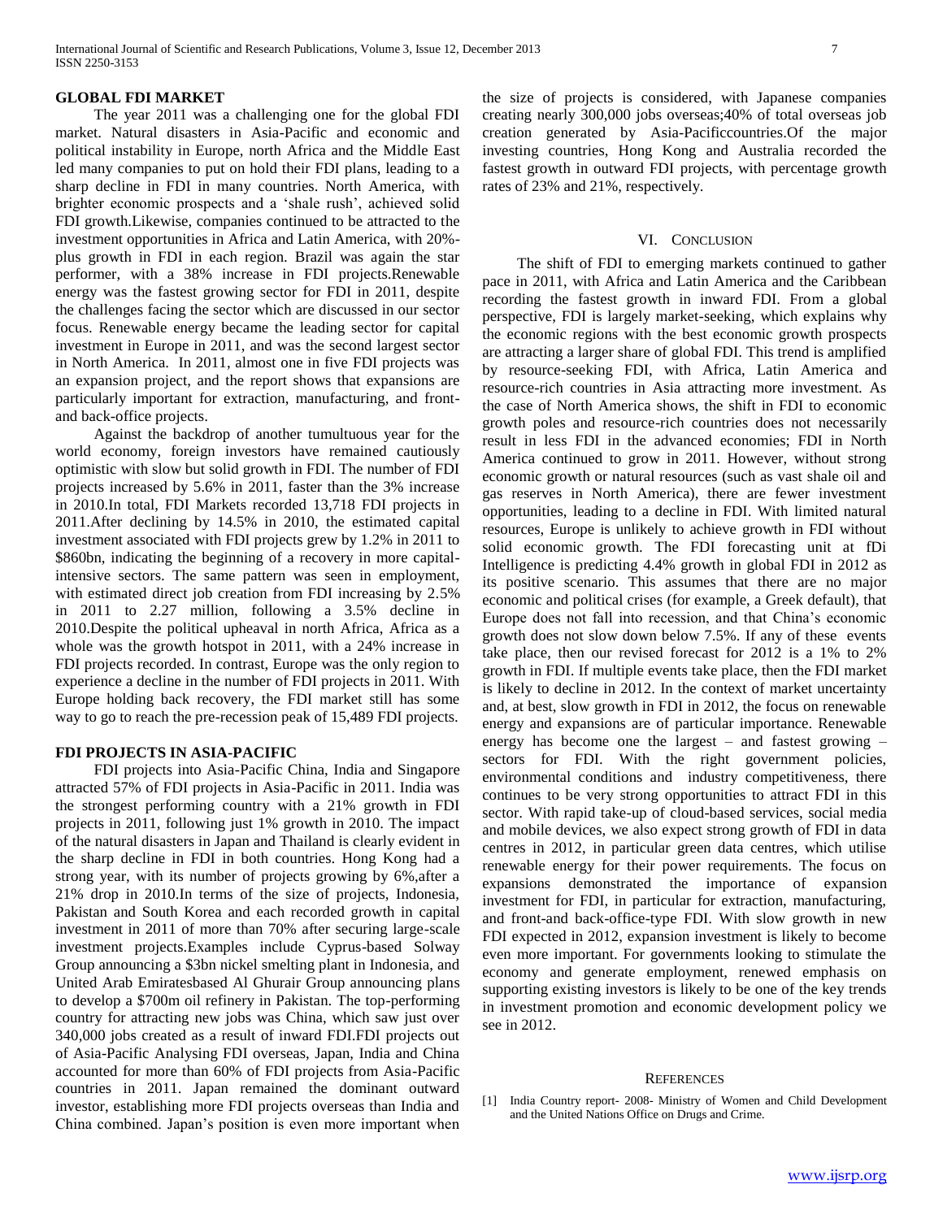## GLOBAL FDI MARKET

The year 2011 was a challenging one for the global FDI market. Natural disasters in Asia-Pacific and economic and political instability in Europe, north Africa and the Middle East led many companies to put on hold their FDI plans, leading to a sharp decline in FDI in many countries. North America, with brighter economic prospects and a 'shale rush', achieved solid FDI growth.Likewise, companies continued to be attracted to the investment opportunities in Africa and Latin America, with 20%-plus growth in FDI in each region. Brazil was again the star performer, with a 38% increase in FDI projects.Renewable energy was the fastest growing sector for FDI in 2011, despite the challenges facing the sector which are discussed in our sector focus. Renewable energy became the leading sector for capital investment in Europe in 2011, and was the second largest sector in North America. In 2011, almost one in five FDI projects was an expansion project, and the report shows that expansions are particularly important for extraction, manufacturing, and front- and back-office projects.

Against the backdrop of another tumultuous year for the world economy, foreign investors have remained cautiously optimistic with slow but solid growth in FDI. The number of FDI projects increased by 5.6% in 2011, faster than the 3% increase in 2010.In total, FDI Markets recorded 13,718 FDI projects in 2011.After declining by 14.5% in 2010, the estimated capital investment associated with FDI projects grew by 1.2% in 2011 to \$860bn, indicating the beginning of a recovery in more capital-intensive sectors. The same pattern was seen in employment, with estimated direct job creation from FDI increasing by 2.5% in 2011 to 2.27 million, following a 3.5% decline in 2010.Despite the political upheaval in north Africa, Africa as a whole was the growth hotspot in 2011, with a 24% increase in FDI projects recorded. In contrast, Europe was the only region to experience a decline in the number of FDI projects in 2011. With Europe holding back recovery, the FDI market still has some way to go to reach the pre-recession peak of 15,489 FDI projects.

## FDI PROJECTS IN ASIA-PACIFIC

FDI projects into Asia-Pacific China, India and Singapore attracted 57% of FDI projects in Asia-Pacific in 2011. India was the strongest performing country with a 21% growth in FDI projects in 2011, following just 1% growth in 2010. The impact of the natural disasters in Japan and Thailand is clearly evident in the sharp decline in FDI in both countries. Hong Kong had a strong year, with its number of projects growing by 6%,after a 21% drop in 2010.In terms of the size of projects, Indonesia, Pakistan and South Korea and each recorded growth in capital investment in 2011 of more than 70% after securing large-scale investment projects.Examples include Cyprus-based Solway Group announcing a \$3bn nickel smelting plant in Indonesia, and United Arab Emiratesbased Al Ghurair Group announcing plans to develop a \$700m oil refinery in Pakistan. The top-performing country for attracting new jobs was China, which saw just over 340,000 jobs created as a result of inward FDI.FDI projects out of Asia-Pacific Analysing FDI overseas, Japan, India and China accounted for more than 60% of FDI projects from Asia-Pacific countries in 2011. Japan remained the dominant outward investor, establishing more FDI projects overseas than India and China combined. Japan's position is even more important when the size of projects is considered, with Japanese companies creating nearly 300,000 jobs overseas;40% of total overseas job creation generated by Asia-Pacificcountries.Of the major investing countries, Hong Kong and Australia recorded the fastest growth in outward FDI projects, with percentage growth rates of 23% and 21%, respectively.

## VI. Conclusion

The shift of FDI to emerging markets continued to gather pace in 2011, with Africa and Latin America and the Caribbean recording the fastest growth in inward FDI. From a global perspective, FDI is largely market-seeking, which explains why the economic regions with the best economic growth prospects are attracting a larger share of global FDI. This trend is amplified by resource-seeking FDI, with Africa, Latin America and resource-rich countries in Asia attracting more investment. As the case of North America shows, the shift in FDI to economic growth poles and resource-rich countries does not necessarily result in less FDI in the advanced economies; FDI in North America continued to grow in 2011. However, without strong economic growth or natural resources (such as vast shale oil and gas reserves in North America), there are fewer investment opportunities, leading to a decline in FDI. With limited natural resources, Europe is unlikely to achieve growth in FDI without solid economic growth. The FDI forecasting unit at fDi Intelligence is predicting 4.4% growth in global FDI in 2012 as its positive scenario. This assumes that there are no major economic and political crises (for example, a Greek default), that Europe does not fall into recession, and that China's economic growth does not slow down below 7.5%. If any of these events take place, then our revised forecast for 2012 is a 1% to 2% growth in FDI. If multiple events take place, then the FDI market is likely to decline in 2012. In the context of market uncertainty and, at best, slow growth in FDI in 2012, the focus on renewable energy and expansions are of particular importance. Renewable energy has become one the largest – and fastest growing – sectors for FDI. With the right government policies, environmental conditions and industry competitiveness, there continues to be very strong opportunities to attract FDI in this sector. With rapid take-up of cloud-based services, social media and mobile devices, we also expect strong growth of FDI in data centres in 2012, in particular green data centres, which utilise renewable energy for their power requirements. The focus on expansions demonstrated the importance of expansion investment for FDI, in particular for extraction, manufacturing, and front-and back-office-type FDI. With slow growth in new FDI expected in 2012, expansion investment is likely to become even more important. For governments looking to stimulate the economy and generate employment, renewed emphasis on supporting existing investors is likely to be one of the key trends in investment promotion and economic development policy we see in 2012.

## References

[1] India Country report- 2008- Ministry of Women and Child Development and the United Nations Office on Drugs and Crime.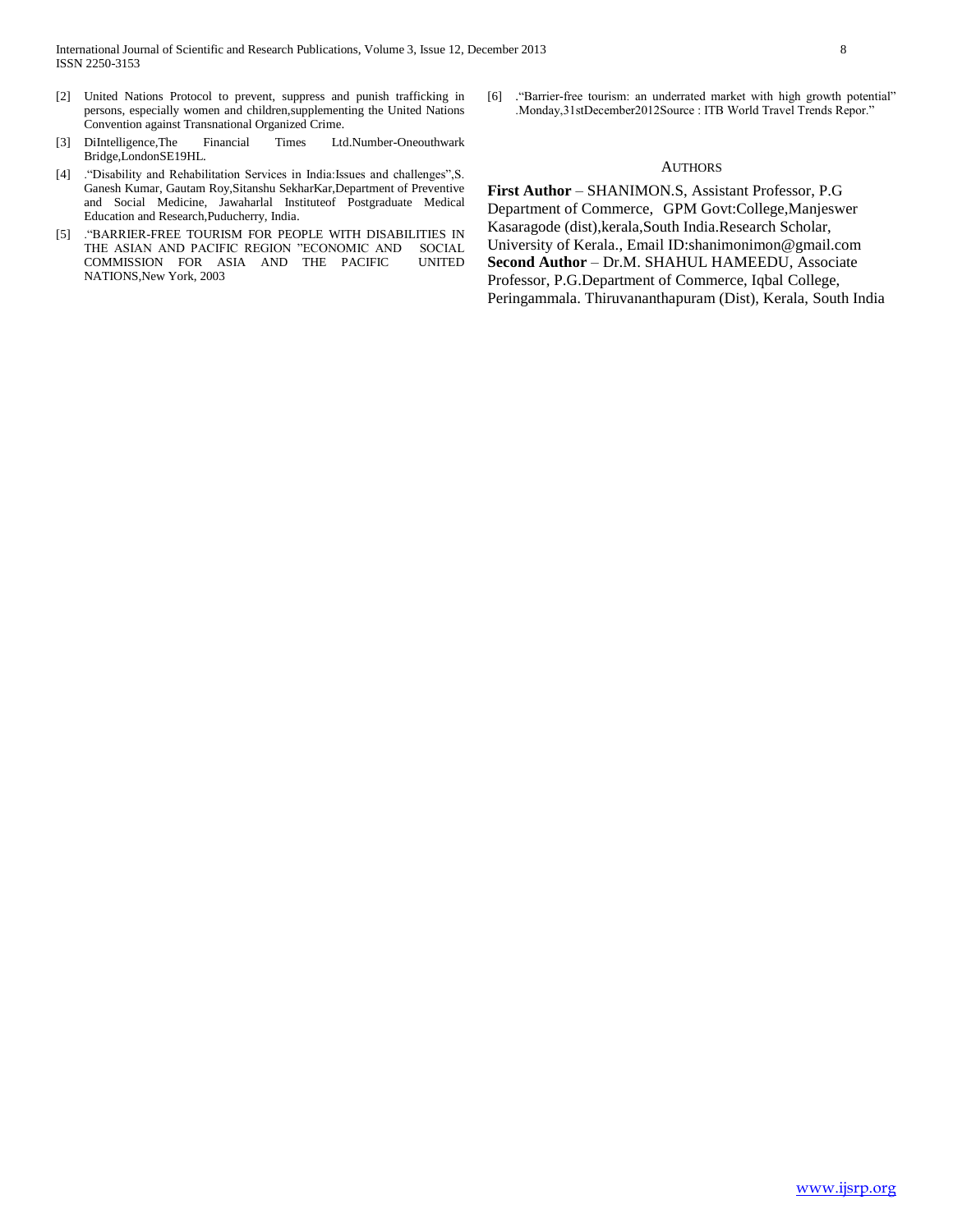[2] United Nations Protocol to prevent, suppress and punish trafficking in persons, especially women and children,supplementing the United Nations Convention against Transnational Organized Crime.

[3] DiIntelligence,The Financial Times Ltd.Number-Oneouthwark Bridge,LondonSE19HL.

[4] ."Disability and Rehabilitation Services in India:Issues and challenges",S. Ganesh Kumar, Gautam Roy,Sitanshu SekharKar,Department of Preventive and Social Medicine, Jawaharlal Instituteof Postgraduate Medical Education and Research,Puducherry, India.

[5] ."BARRIER-FREE TOURISM FOR PEOPLE WITH DISABILITIES IN THE ASIAN AND PACIFIC REGION "ECONOMIC AND SOCIAL COMMISSION FOR ASIA AND THE PACIFIC UNITED NATIONS,New York, 2003

[6] ."Barrier-free tourism: an underrated market with high growth potential" .Monday,31stDecember2012Source : ITB World Travel Trends Repor."

## AUTHORS

**First Author** – SHANIMON.S, Assistant Professor, P.G Department of Commerce, GPM Govt:College,Manjeswer Kasaragode (dist),kerala,South India.Research Scholar, University of Kerala., Email ID:shanimonimon@gmail.com

**Second Author** – Dr.M. SHAHUL HAMEEDU, Associate Professor, P.G.Department of Commerce, Iqbal College, Peringammala. Thiruvananthapuram (Dist), Kerala, South India